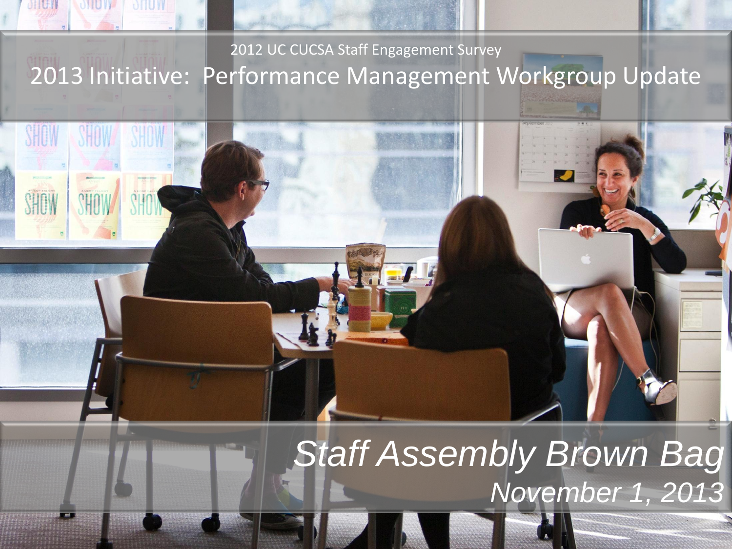2012 UC CUCSA Staff Engagement Survey

# 2013 Initiative: Performance Management Workgroup Update

*Staff Assembly Brown Bag*

*November 1, 2013*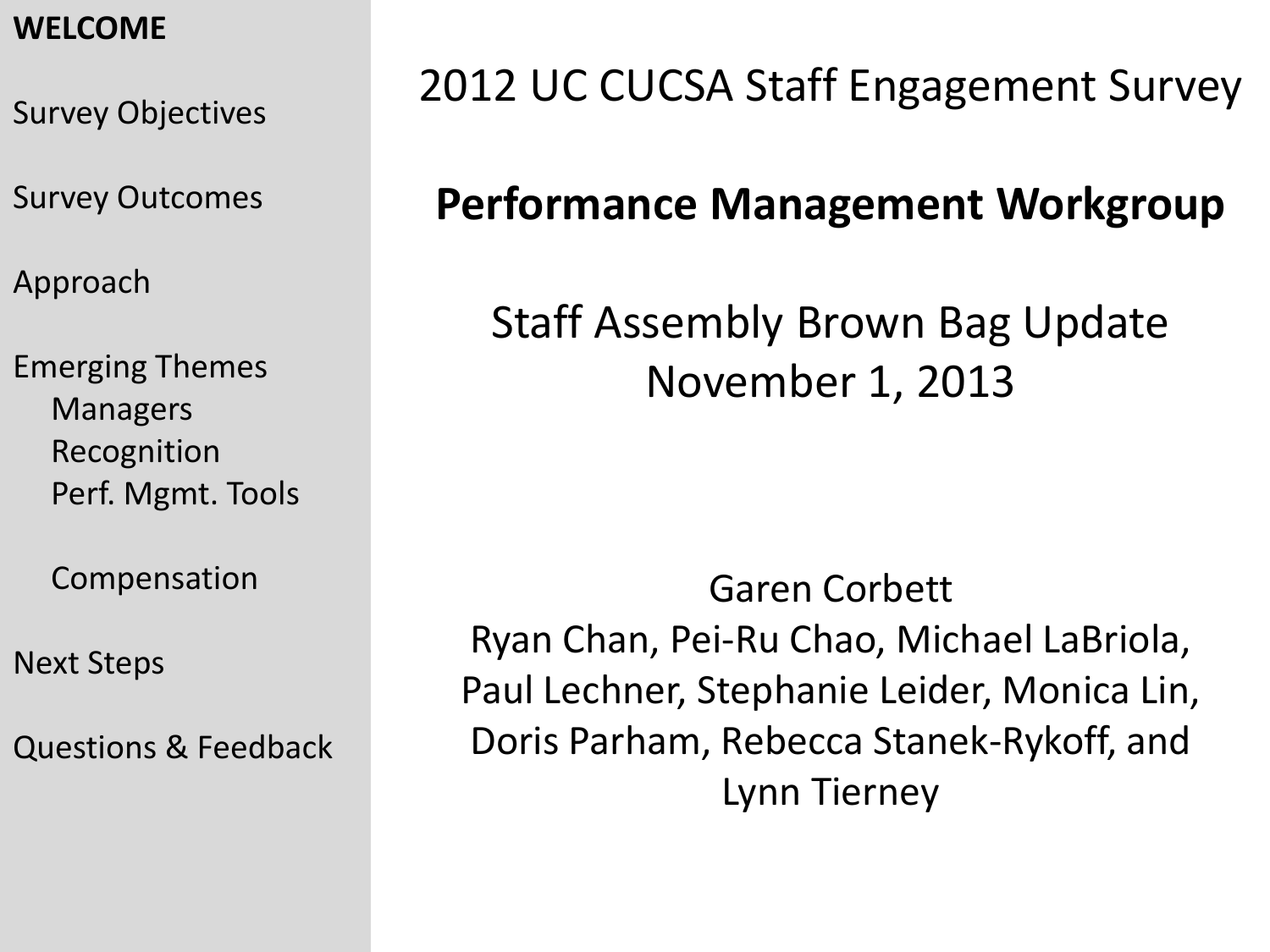**WELCOME**

Survey Objectives

Survey Outcomes

Approach

Emerging Themes
- Managers
- Recognition
- Perf. Mgmt. Tools
- Compensation

Next Steps

Questions & Feedback

# 2012 UC CUCSA Staff Engagement Survey

## **Performance Management Workgroup**

Staff Assembly Brown Bag Update
November 1, 2013

Garen Corbett
Ryan Chan, Pei-Ru Chao, Michael LaBriola, Paul Lechner, Stephanie Leider, Monica Lin, Doris Parham, Rebecca Stanek-Rykoff, and Lynn Tierney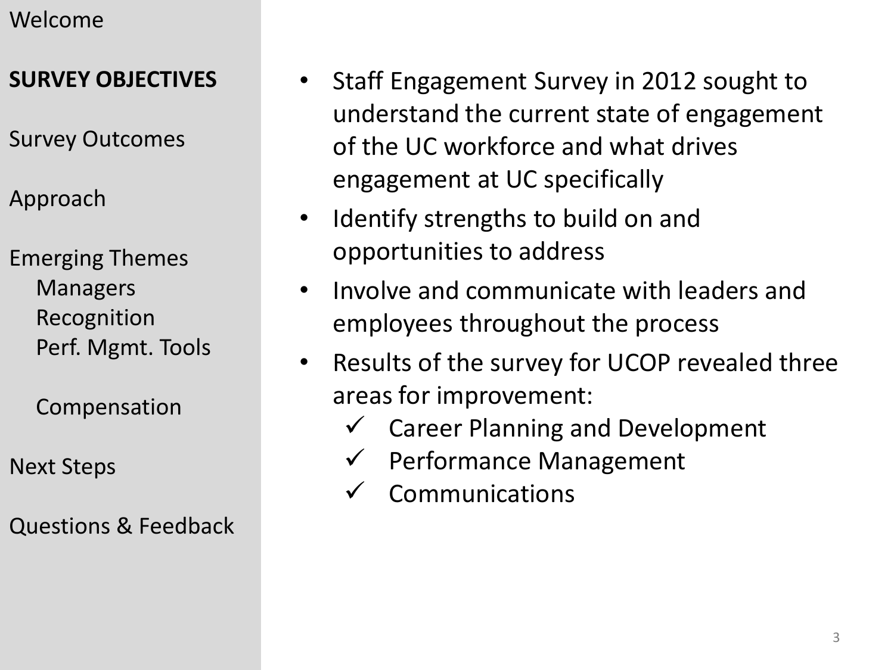Welcome

**SURVEY OBJECTIVES**

Survey Outcomes

Approach

Emerging Themes
- Managers
- Recognition
- Perf. Mgmt. Tools
- Compensation

Next Steps

Questions & Feedback

- Staff Engagement Survey in 2012 sought to understand the current state of engagement of the UC workforce and what drives engagement at UC specifically
- Identify strengths to build on and opportunities to address
- Involve and communicate with leaders and employees throughout the process
- Results of the survey for UCOP revealed three areas for improvement:
  - ✓ Career Planning and Development
  - ✓ Performance Management
  - ✓ Communications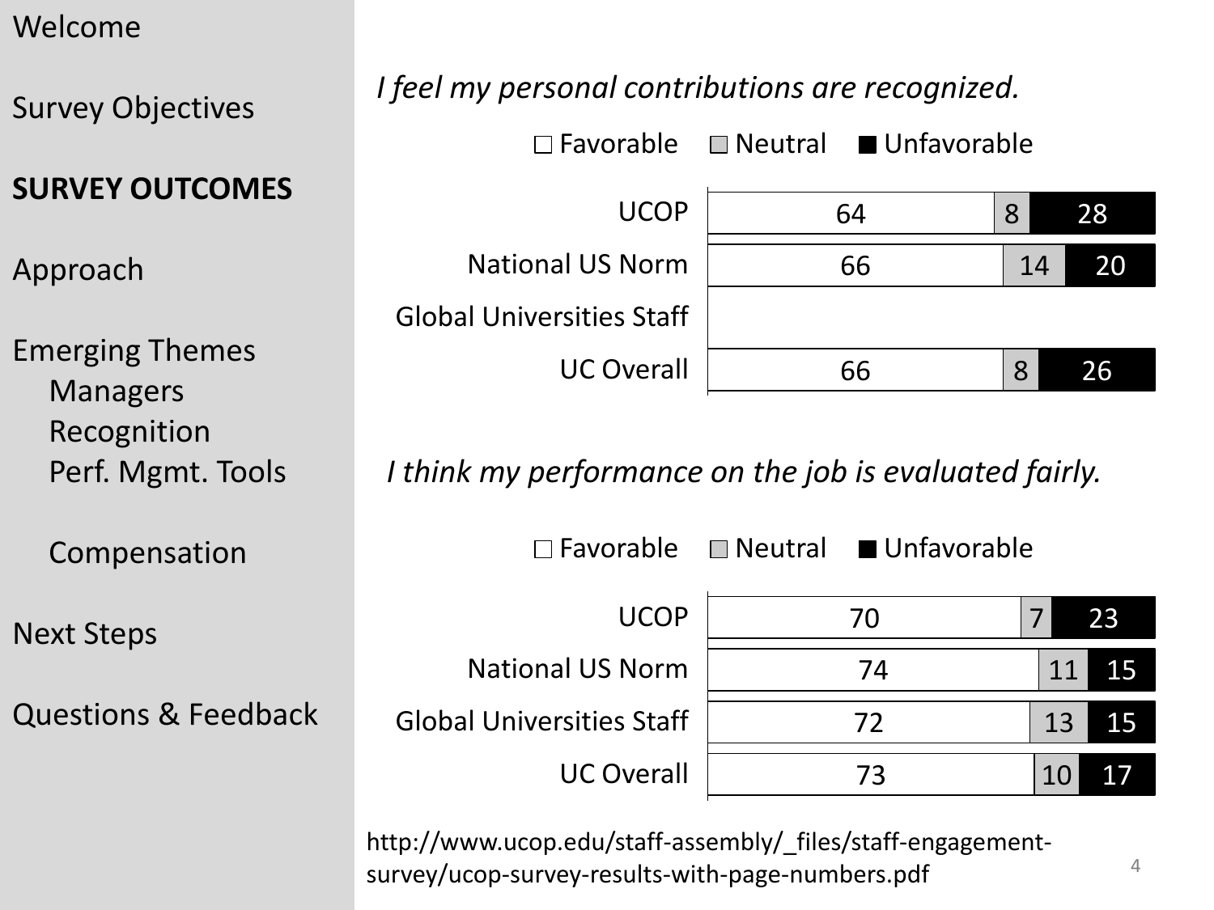- Welcome
- Survey Objectives
- **SURVEY OUTCOMES**
- Approach
- Emerging Themes
  - Managers
  - Recognition
  - Perf. Mgmt. Tools
  - Compensation
- Next Steps
- Questions & Feedback

*I feel my personal contributions are recognized.*

| | Favorable | Neutral | Unfavorable |
|---|---|---|---|
| UCOP | 64 | 8 | 28 |
| National US Norm | 66 | 14 | 20 |
| Global Universities Staff | | | |
| UC Overall | 66 | 8 | 26 |

*I think my performance on the job is evaluated fairly.*

| | Favorable | Neutral | Unfavorable |
|---|---|---|---|
| UCOP | 70 | 7 | 23 |
| National US Norm | 74 | 11 | 15 |
| Global Universities Staff | 72 | 13 | 15 |
| UC Overall | 73 | 10 | 17 |

http://www.ucop.edu/staff-assembly/_files/staff-engagement-survey/ucop-survey-results-with-page-numbers.pdf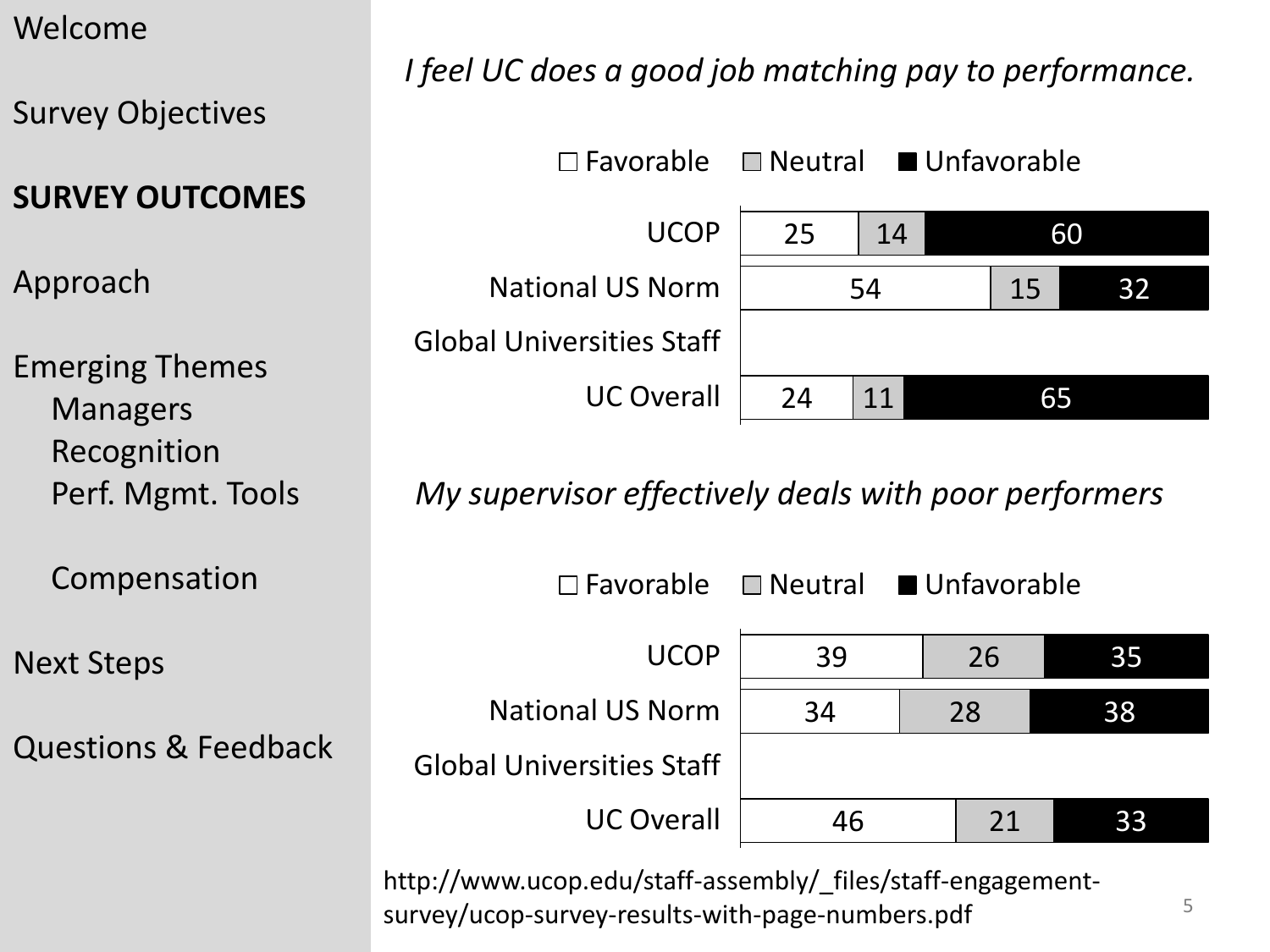Welcome

Survey Objectives

**SURVEY OUTCOMES**

Approach

Emerging Themes
- Managers
- Recognition
- Perf. Mgmt. Tools
- Compensation

Next Steps

Questions & Feedback

*I feel UC does a good job matching pay to performance.*

| | Favorable | Neutral | Unfavorable |
|---|---|---|---|
| UCOP | 25 | 14 | 60 |
| National US Norm | 54 | 15 | 32 |
| Global Universities Staff | | | |
| UC Overall | 24 | 11 | 65 |

*My supervisor effectively deals with poor performers*

| | Favorable | Neutral | Unfavorable |
|---|---|---|---|
| UCOP | 39 | 26 | 35 |
| National US Norm | 34 | 28 | 38 |
| Global Universities Staff | | | |
| UC Overall | 46 | 21 | 33 |

http://www.ucop.edu/staff-assembly/_files/staff-engagement-survey/ucop-survey-results-with-page-numbers.pdf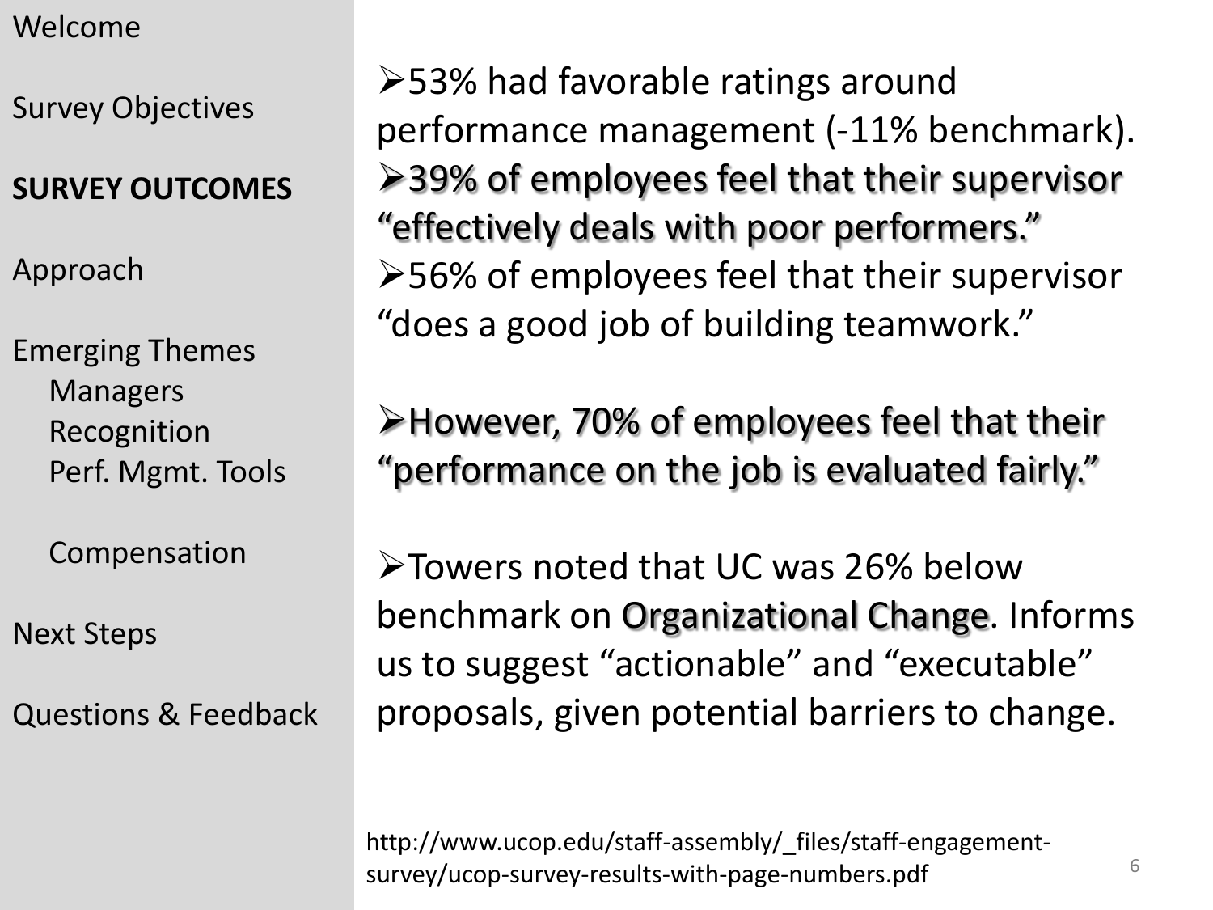- Welcome
- Survey Objectives
- **SURVEY OUTCOMES**
- Approach
- Emerging Themes
  - Managers
  - Recognition
  - Perf. Mgmt. Tools
  - Compensation
- Next Steps
- Questions & Feedback

- 53% had favorable ratings around performance management (-11% benchmark).
- 39% of employees feel that their supervisor "effectively deals with poor performers."
- 56% of employees feel that their supervisor "does a good job of building teamwork."

- However, 70% of employees feel that their "performance on the job is evaluated fairly."

- Towers noted that UC was 26% below benchmark on Organizational Change. Informs us to suggest "actionable" and "executable" proposals, given potential barriers to change.

http://www.ucop.edu/staff-assembly/_files/staff-engagement-survey/ucop-survey-results-with-page-numbers.pdf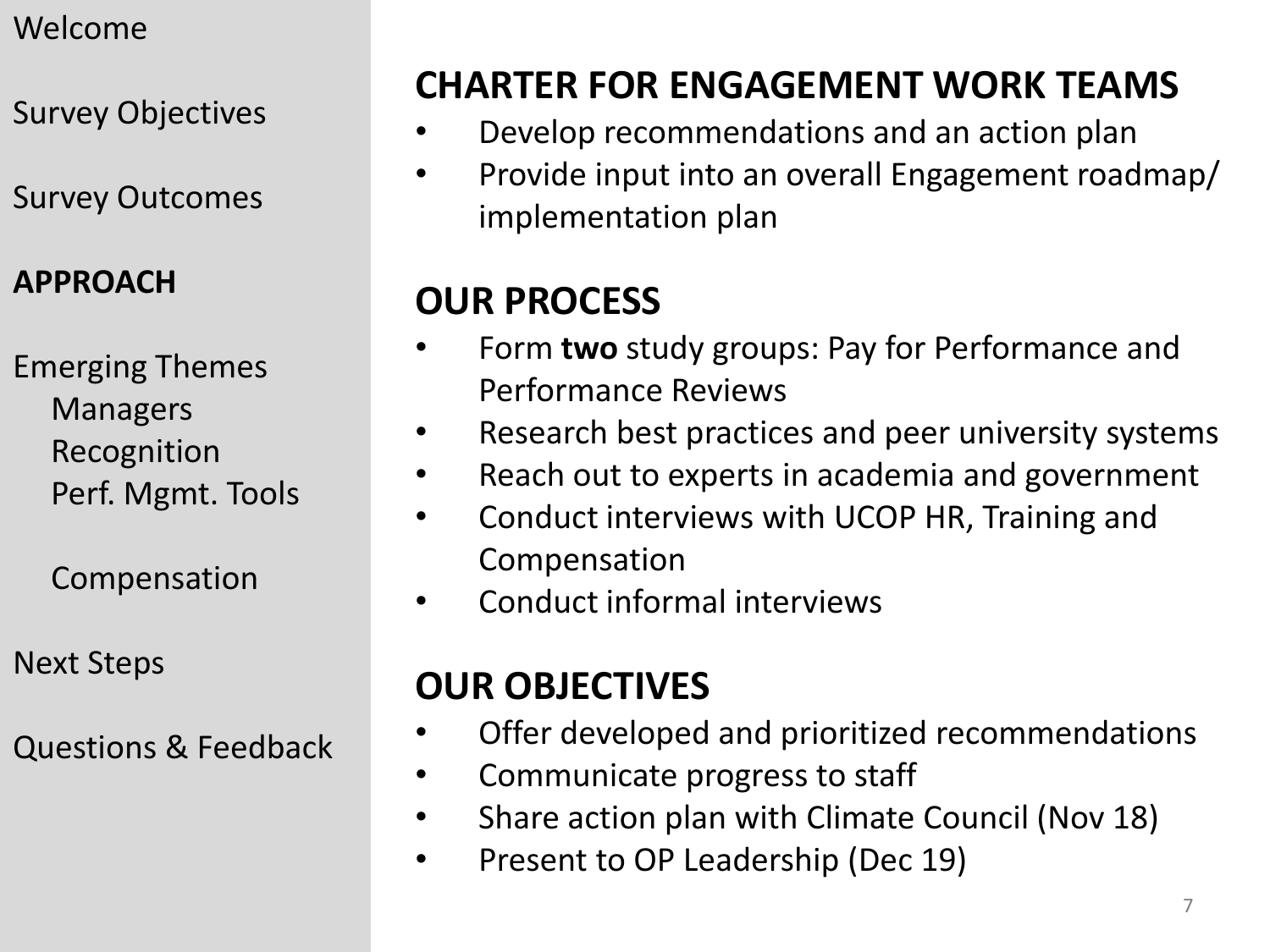Welcome

Survey Objectives

Survey Outcomes

**APPROACH**

Emerging Themes
- Managers
- Recognition
- Perf. Mgmt. Tools
- Compensation

Next Steps

Questions & Feedback

## CHARTER FOR ENGAGEMENT WORK TEAMS

- Develop recommendations and an action plan
- Provide input into an overall Engagement roadmap/ implementation plan

## OUR PROCESS

- Form **two** study groups: Pay for Performance and Performance Reviews
- Research best practices and peer university systems
- Reach out to experts in academia and government
- Conduct interviews with UCOP HR, Training and Compensation
- Conduct informal interviews

## OUR OBJECTIVES

- Offer developed and prioritized recommendations
- Communicate progress to staff
- Share action plan with Climate Council (Nov 18)
- Present to OP Leadership (Dec 19)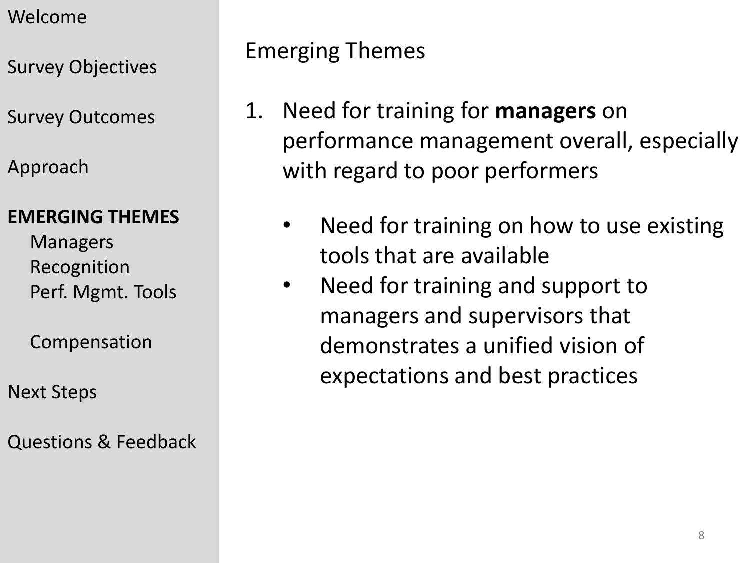Welcome

Survey Objectives

Survey Outcomes

Approach

**EMERGING THEMES**
- Managers
- Recognition
- Perf. Mgmt. Tools
- Compensation

Next Steps

Questions & Feedback

## Emerging Themes

1. Need for training for **managers** on performance management overall, especially with regard to poor performers

    - Need for training on how to use existing tools that are available
    - Need for training and support to managers and supervisors that demonstrates a unified vision of expectations and best practices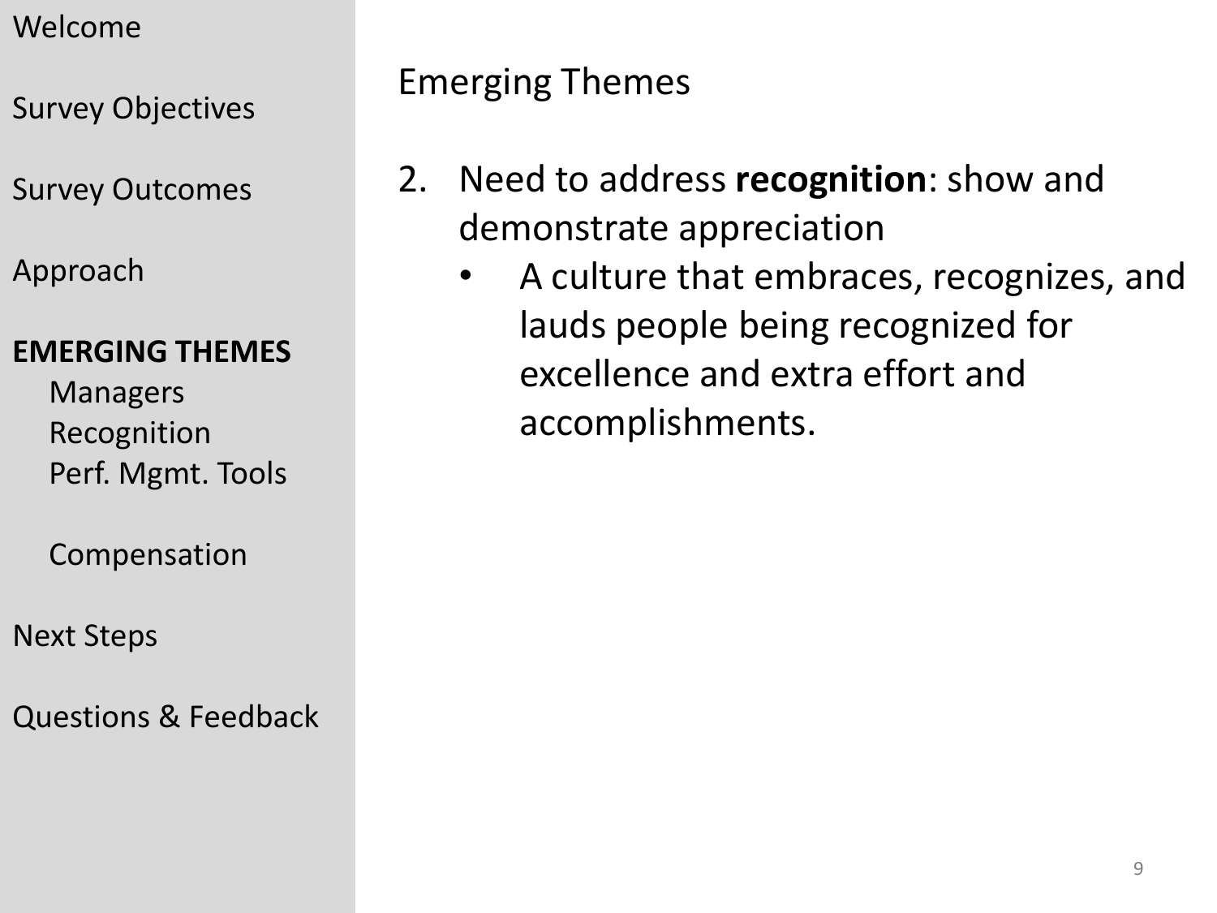Welcome

Survey Objectives

Survey Outcomes

Approach

**EMERGING THEMES**
- Managers
- Recognition
- Perf. Mgmt. Tools
- Compensation

Next Steps

Questions & Feedback

## Emerging Themes

2. Need to address **recognition**: show and demonstrate appreciation
   - A culture that embraces, recognizes, and lauds people being recognized for excellence and extra effort and accomplishments.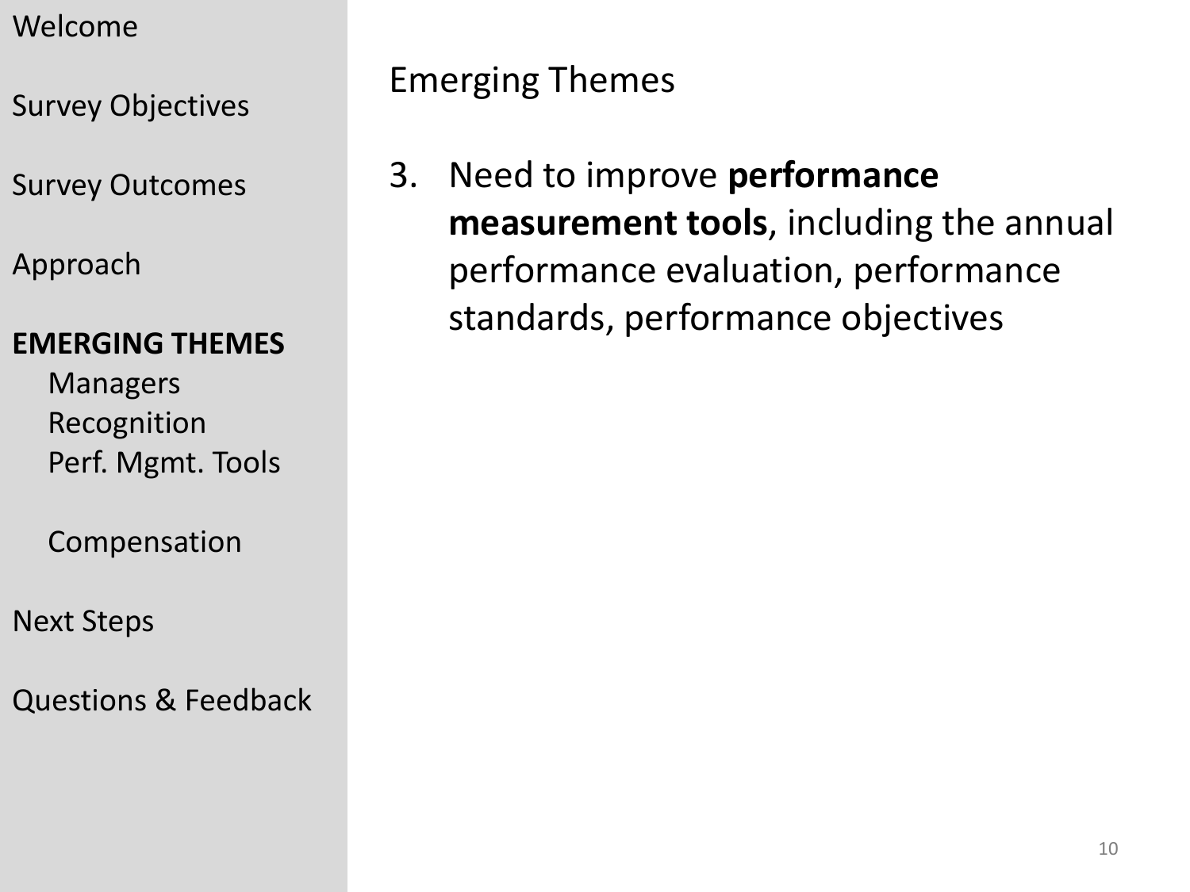Welcome

Survey Objectives

Survey Outcomes

Approach

**EMERGING THEMES**

- Managers
- Recognition
- Perf. Mgmt. Tools
- Compensation

Next Steps

Questions & Feedback

## Emerging Themes

3. Need to improve **performance measurement tools**, including the annual performance evaluation, performance standards, performance objectives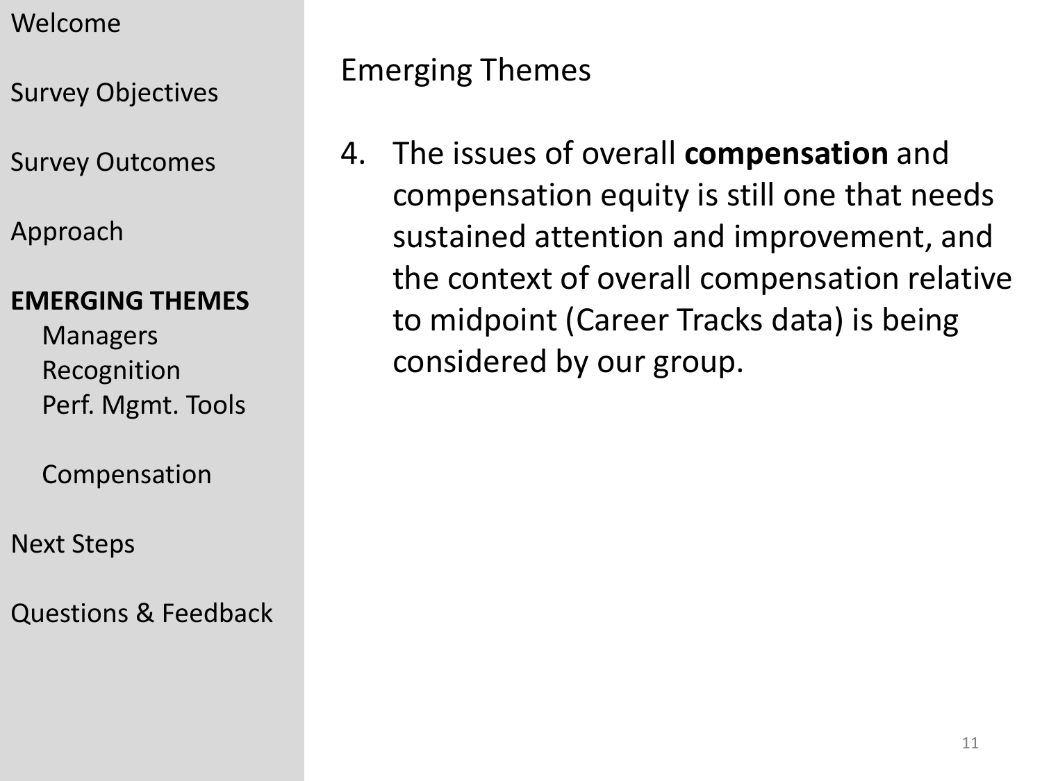Welcome

Survey Objectives

Survey Outcomes

Approach

**EMERGING THEMES**
- Managers
- Recognition
- Perf. Mgmt. Tools
- Compensation

Next Steps

Questions & Feedback

## Emerging Themes

4. The issues of overall **compensation** and compensation equity is still one that needs sustained attention and improvement, and the context of overall compensation relative to midpoint (Career Tracks data) is being considered by our group.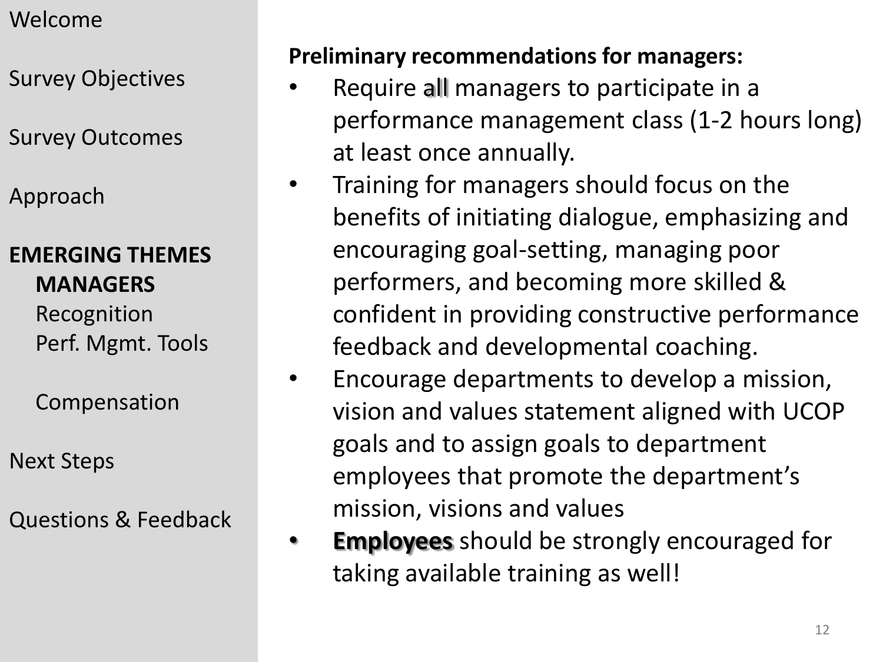Welcome

Survey Objectives

Survey Outcomes

Approach

**EMERGING THEMES**
- **MANAGERS**
- Recognition
- Perf. Mgmt. Tools
- Compensation

Next Steps

Questions & Feedback

**Preliminary recommendations for managers:**

- Require **all** managers to participate in a performance management class (1-2 hours long) at least once annually.
- Training for managers should focus on the benefits of initiating dialogue, emphasizing and encouraging goal-setting, managing poor performers, and becoming more skilled & confident in providing constructive performance feedback and developmental coaching.
- Encourage departments to develop a mission, vision and values statement aligned with UCOP goals and to assign goals to department employees that promote the department's mission, visions and values
- **Employees** should be strongly encouraged for taking available training as well!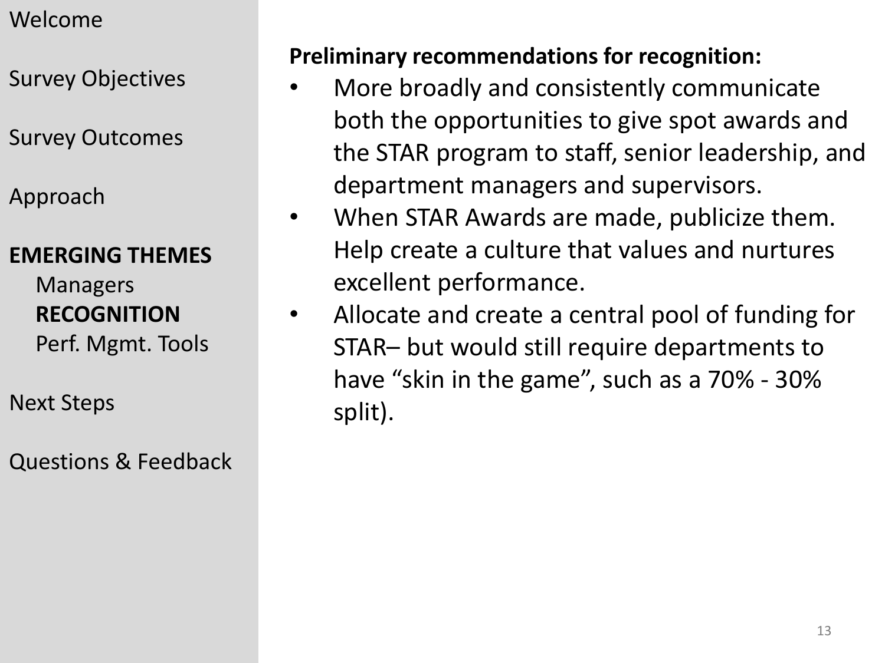Welcome

Survey Objectives

Survey Outcomes

Approach

**EMERGING THEMES**
- Managers
- **RECOGNITION**
- Perf. Mgmt. Tools

Next Steps

Questions & Feedback

**Preliminary recommendations for recognition:**

- More broadly and consistently communicate both the opportunities to give spot awards and the STAR program to staff, senior leadership, and department managers and supervisors.
- When STAR Awards are made, publicize them. Help create a culture that values and nurtures excellent performance.
- Allocate and create a central pool of funding for STAR– but would still require departments to have “skin in the game”, such as a 70% - 30% split).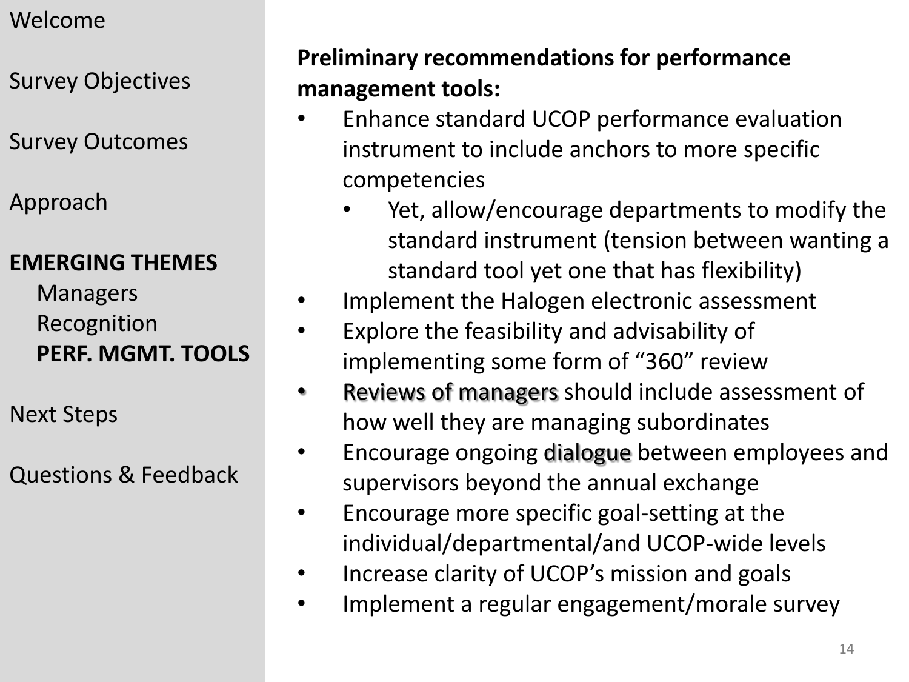Welcome

Survey Objectives

Survey Outcomes

Approach

**EMERGING THEMES**

- Managers
- Recognition
- **PERF. MGMT. TOOLS**

Next Steps

Questions & Feedback

**Preliminary recommendations for performance management tools:**

- Enhance standard UCOP performance evaluation instrument to include anchors to more specific competencies
  - Yet, allow/encourage departments to modify the standard instrument (tension between wanting a standard tool yet one that has flexibility)
- Implement the Halogen electronic assessment
- Explore the feasibility and advisability of implementing some form of "360" review
- Reviews of managers should include assessment of how well they are managing subordinates
- Encourage ongoing dialogue between employees and supervisors beyond the annual exchange
- Encourage more specific goal-setting at the individual/departmental/and UCOP-wide levels
- Increase clarity of UCOP's mission and goals
- Implement a regular engagement/morale survey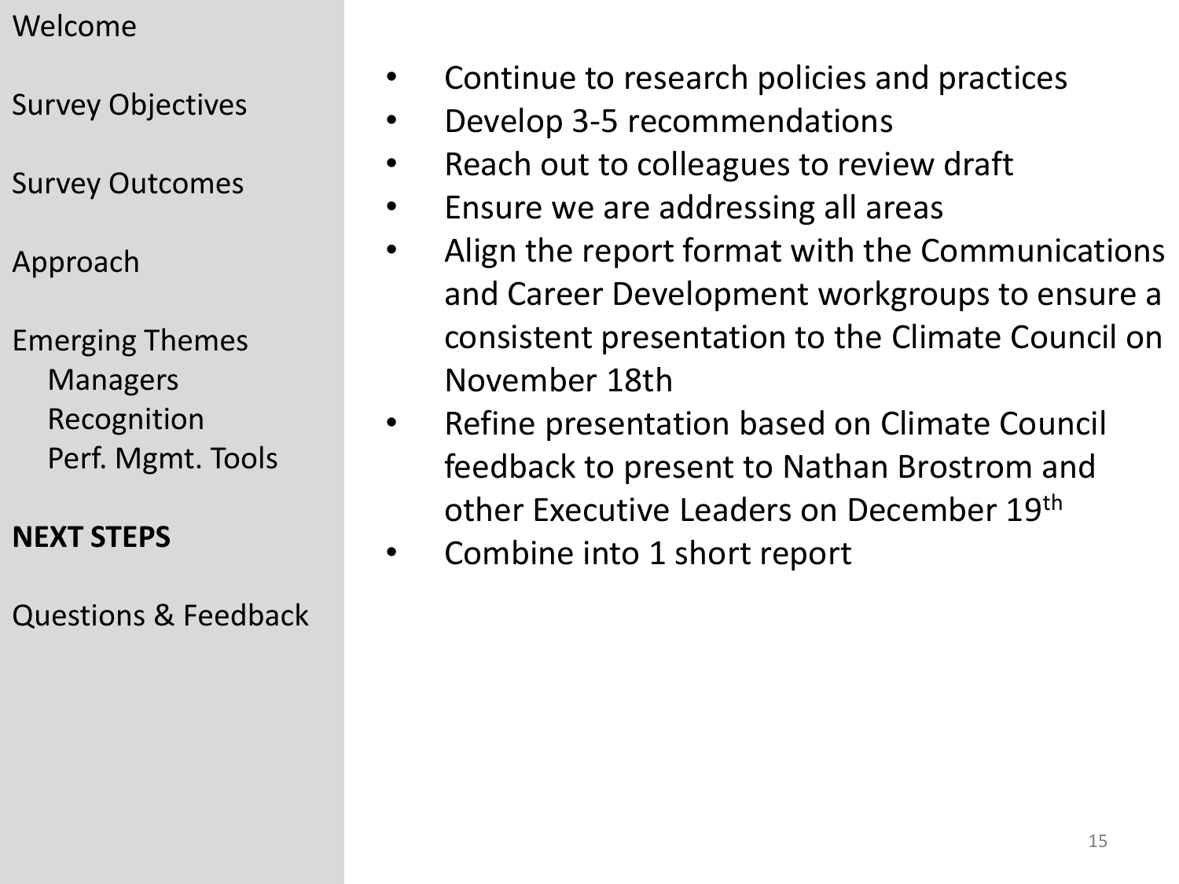Welcome

Survey Objectives

Survey Outcomes

Approach

Emerging Themes
- Managers
- Recognition
- Perf. Mgmt. Tools

**NEXT STEPS**

Questions & Feedback

- Continue to research policies and practices
- Develop 3-5 recommendations
- Reach out to colleagues to review draft
- Ensure we are addressing all areas
- Align the report format with the Communications and Career Development workgroups to ensure a consistent presentation to the Climate Council on November 18th
- Refine presentation based on Climate Council feedback to present to Nathan Brostrom and other Executive Leaders on December 19th
- Combine into 1 short report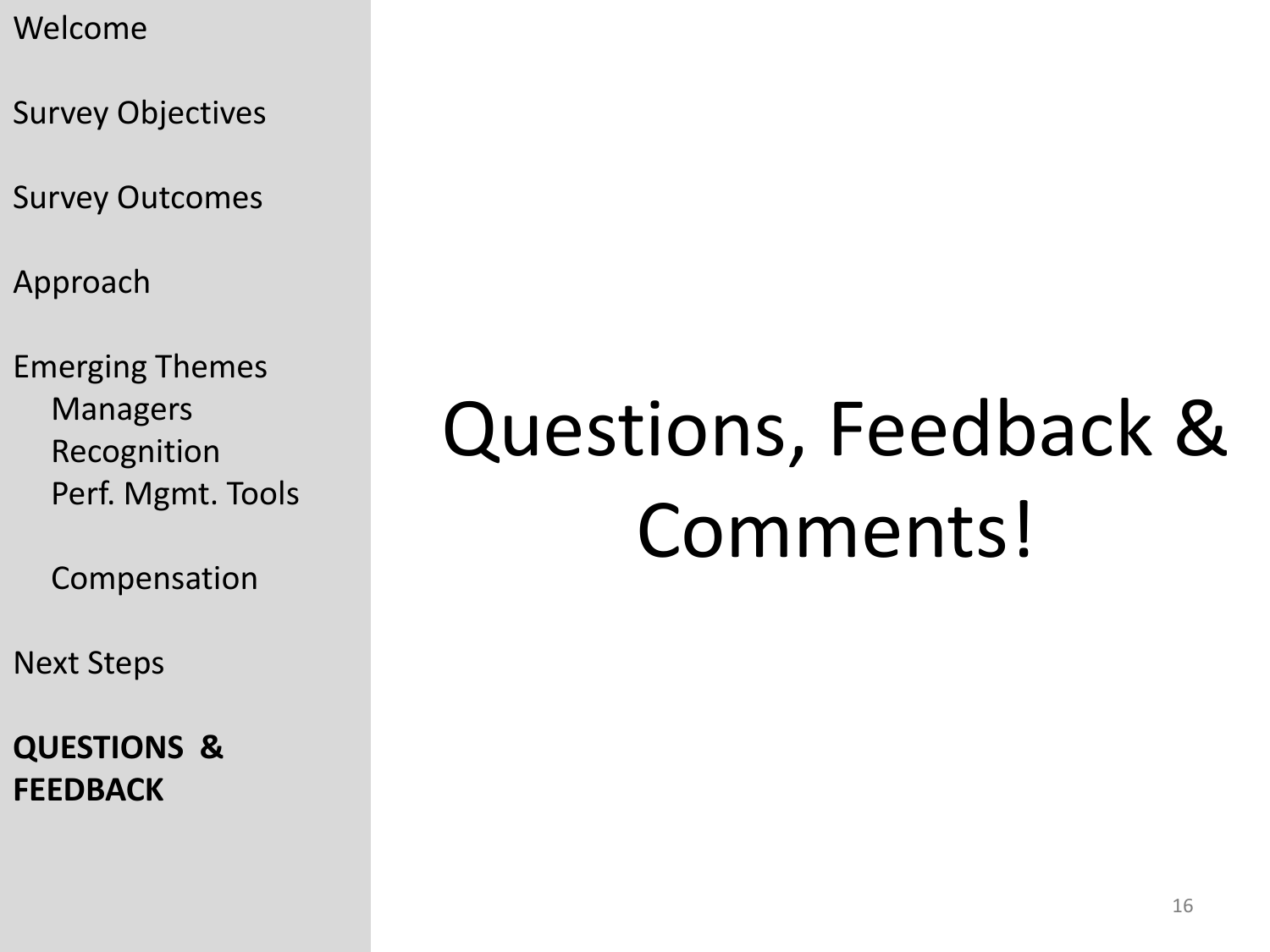Welcome

Survey Objectives

Survey Outcomes

Approach

Emerging Themes
- Managers
- Recognition
- Perf. Mgmt. Tools
- Compensation

Next Steps

**QUESTIONS & FEEDBACK**

# Questions, Feedback & Comments!